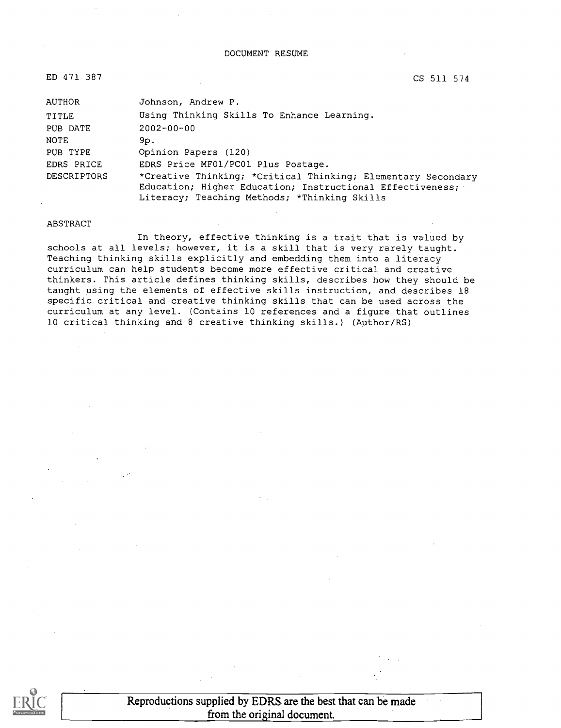DOCUMENT RESUME

ED 471 387 CS 511 574

| | |
|---|---|
| AUTHOR | Johnson, Andrew P. |
| TITLE | Using Thinking Skills To Enhance Learning. |
| PUB DATE | 2002-00-00 |
| NOTE | 9p. |
| PUB TYPE | Opinion Papers (120) |
| EDRS PRICE | EDRS Price MF01/PC01 Plus Postage. |
| DESCRIPTORS | *Creative Thinking; *Critical Thinking; Elementary Secondary Education; Higher Education; Instructional Effectiveness; Literacy; Teaching Methods; *Thinking Skills |

ABSTRACT

In theory, effective thinking is a trait that is valued by schools at all levels; however, it is a skill that is very rarely taught. Teaching thinking skills explicitly and embedding them into a literacy curriculum can help students become more effective critical and creative thinkers. This article defines thinking skills, describes how they should be taught using the elements of effective skills instruction, and describes 18 specific critical and creative thinking skills that can be used across the curriculum at any level. (Contains 10 references and a figure that outlines 10 critical thinking and 8 creative thinking skills.) (Author/RS)

Reproductions supplied by EDRS are the best that can be made from the original document.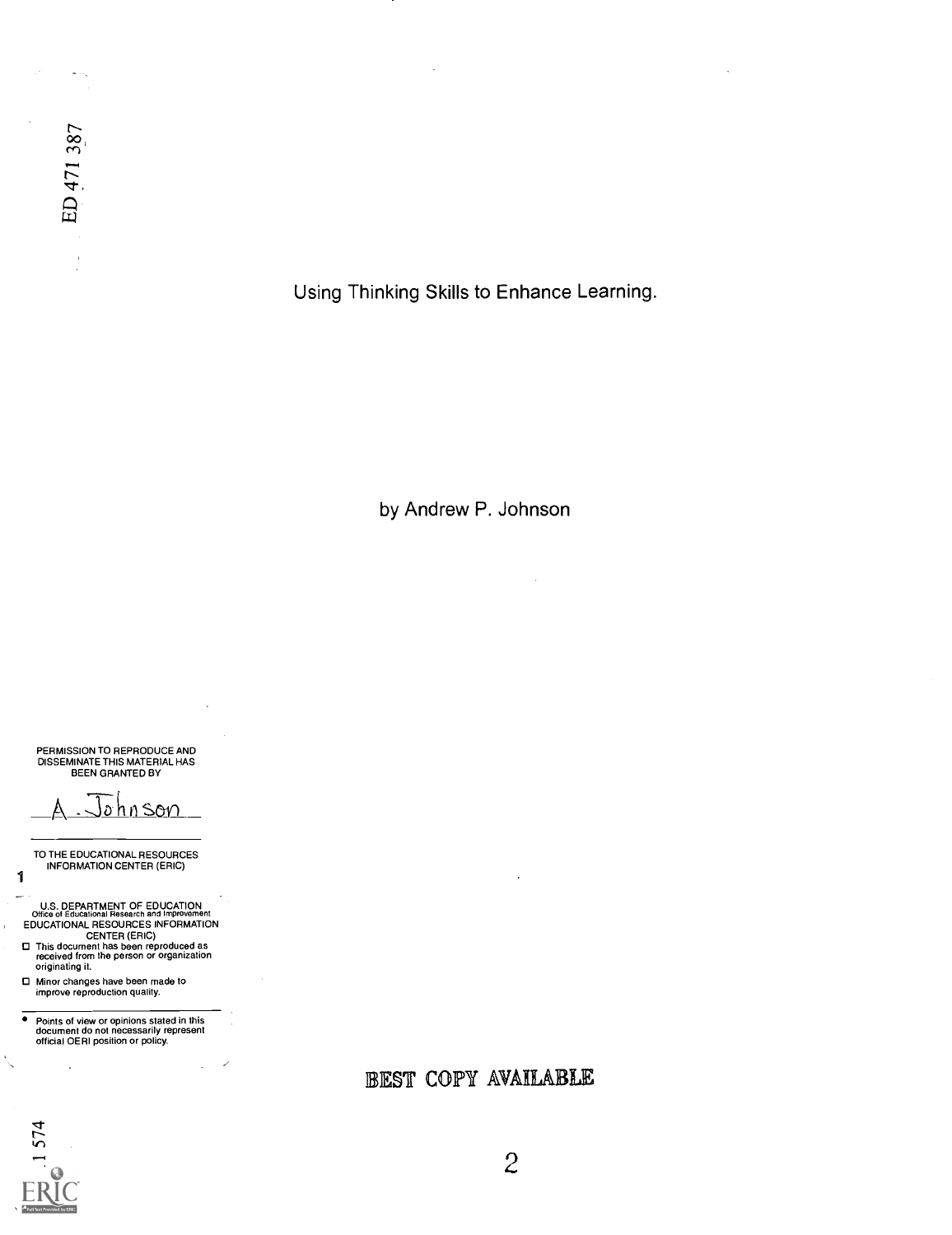ED 471 387

# Using Thinking Skills to Enhance Learning.

by Andrew P. Johnson

PERMISSION TO REPRODUCE AND DISSEMINATE THIS MATERIAL HAS BEEN GRANTED BY

A. Johnson

TO THE EDUCATIONAL RESOURCES INFORMATION CENTER (ERIC)

U.S. DEPARTMENT OF EDUCATION
Office of Educational Research and Improvement
EDUCATIONAL RESOURCES INFORMATION CENTER (ERIC)

- This document has been reproduced as received from the person or organization originating it.
- Minor changes have been made to improve reproduction quality.

- Points of view or opinions stated in this document do not necessarily represent official OERI position or policy.

BEST COPY AVAILABLE

1574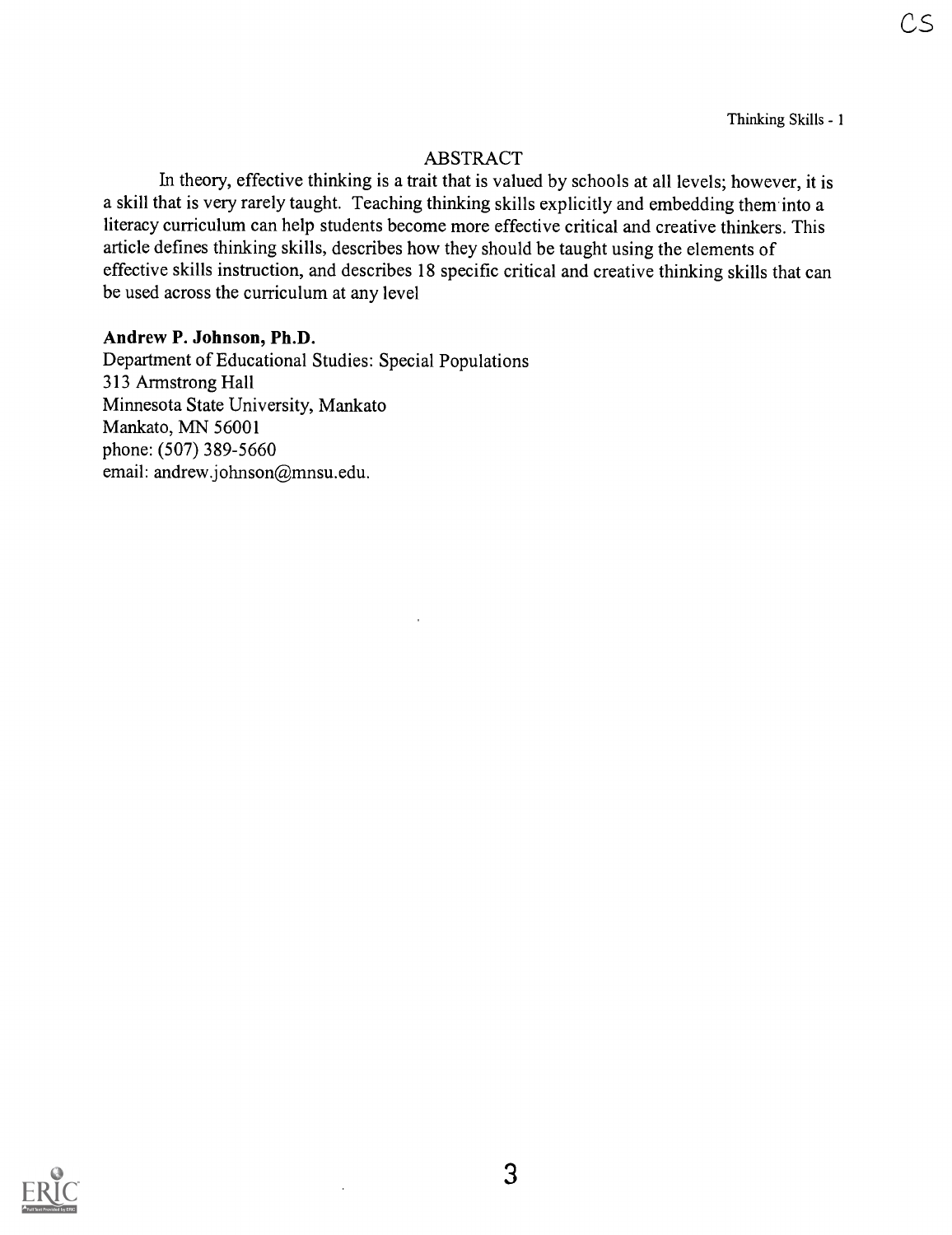## ABSTRACT

In theory, effective thinking is a trait that is valued by schools at all levels; however, it is a skill that is very rarely taught. Teaching thinking skills explicitly and embedding them into a literacy curriculum can help students become more effective critical and creative thinkers. This article defines thinking skills, describes how they should be taught using the elements of effective skills instruction, and describes 18 specific critical and creative thinking skills that can be used across the curriculum at any level

**Andrew P. Johnson, Ph.D.**
Department of Educational Studies: Special Populations
313 Armstrong Hall
Minnesota State University, Mankato
Mankato, MN 56001
phone: (507) 389-5660
email: andrew.johnson@mnsu.edu.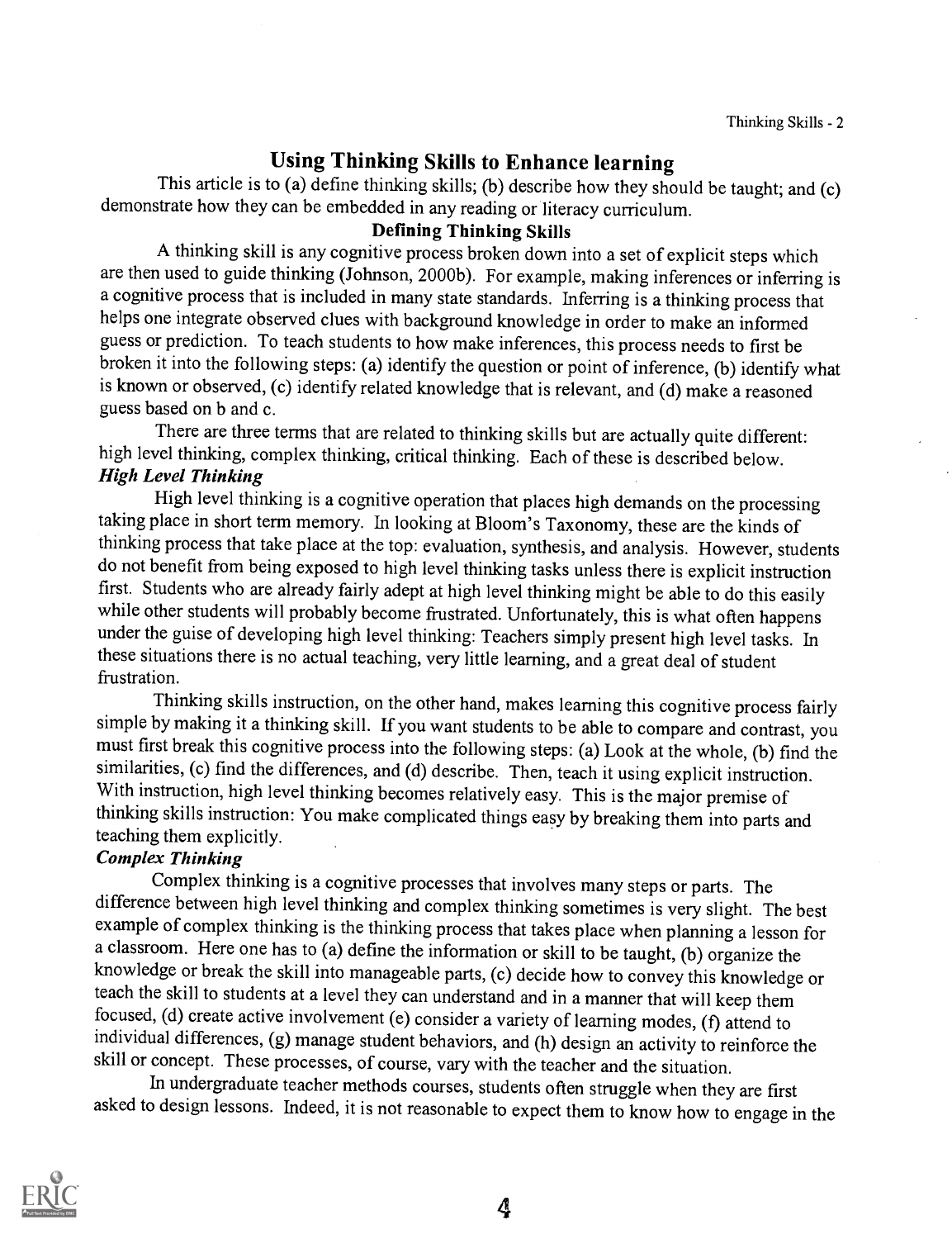# Using Thinking Skills to Enhance learning

This article is to (a) define thinking skills; (b) describe how they should be taught; and (c) demonstrate how they can be embedded in any reading or literacy curriculum.

## Defining Thinking Skills

A thinking skill is any cognitive process broken down into a set of explicit steps which are then used to guide thinking (Johnson, 2000b). For example, making inferences or inferring is a cognitive process that is included in many state standards. Inferring is a thinking process that helps one integrate observed clues with background knowledge in order to make an informed guess or prediction. To teach students to how make inferences, this process needs to first be broken it into the following steps: (a) identify the question or point of inference, (b) identify what is known or observed, (c) identify related knowledge that is relevant, and (d) make a reasoned guess based on b and c.

There are three terms that are related to thinking skills but are actually quite different: high level thinking, complex thinking, critical thinking. Each of these is described below.

### *High Level Thinking*

High level thinking is a cognitive operation that places high demands on the processing taking place in short term memory. In looking at Bloom's Taxonomy, these are the kinds of thinking process that take place at the top: evaluation, synthesis, and analysis. However, students do not benefit from being exposed to high level thinking tasks unless there is explicit instruction first. Students who are already fairly adept at high level thinking might be able to do this easily while other students will probably become frustrated. Unfortunately, this is what often happens under the guise of developing high level thinking: Teachers simply present high level tasks. In these situations there is no actual teaching, very little learning, and a great deal of student frustration.

Thinking skills instruction, on the other hand, makes learning this cognitive process fairly simple by making it a thinking skill. If you want students to be able to compare and contrast, you must first break this cognitive process into the following steps: (a) Look at the whole, (b) find the similarities, (c) find the differences, and (d) describe. Then, teach it using explicit instruction. With instruction, high level thinking becomes relatively easy. This is the major premise of thinking skills instruction: You make complicated things easy by breaking them into parts and teaching them explicitly.

### *Complex Thinking*

Complex thinking is a cognitive processes that involves many steps or parts. The difference between high level thinking and complex thinking sometimes is very slight. The best example of complex thinking is the thinking process that takes place when planning a lesson for a classroom. Here one has to (a) define the information or skill to be taught, (b) organize the knowledge or break the skill into manageable parts, (c) decide how to convey this knowledge or teach the skill to students at a level they can understand and in a manner that will keep them focused, (d) create active involvement (e) consider a variety of learning modes, (f) attend to individual differences, (g) manage student behaviors, and (h) design an activity to reinforce the skill or concept. These processes, of course, vary with the teacher and the situation.

In undergraduate teacher methods courses, students often struggle when they are first asked to design lessons. Indeed, it is not reasonable to expect them to know how to engage in the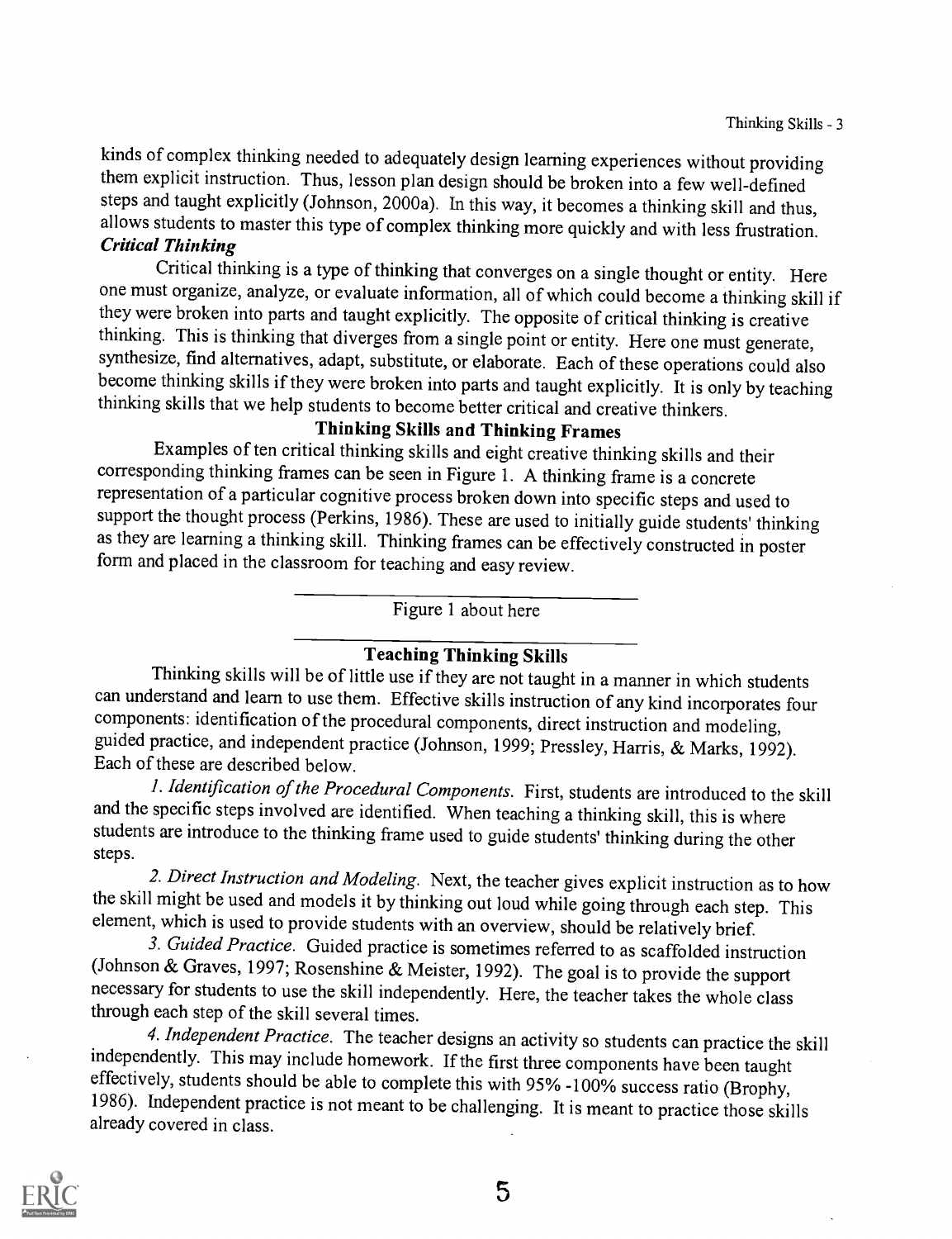kinds of complex thinking needed to adequately design learning experiences without providing them explicit instruction. Thus, lesson plan design should be broken into a few well-defined steps and taught explicitly (Johnson, 2000a). In this way, it becomes a thinking skill and thus, allows students to master this type of complex thinking more quickly and with less frustration.

***Critical Thinking***

Critical thinking is a type of thinking that converges on a single thought or entity. Here one must organize, analyze, or evaluate information, all of which could become a thinking skill if they were broken into parts and taught explicitly. The opposite of critical thinking is creative thinking. This is thinking that diverges from a single point or entity. Here one must generate, synthesize, find alternatives, adapt, substitute, or elaborate. Each of these operations could also become thinking skills if they were broken into parts and taught explicitly. It is only by teaching thinking skills that we help students to become better critical and creative thinkers.

## Thinking Skills and Thinking Frames

Examples of ten critical thinking skills and eight creative thinking skills and their corresponding thinking frames can be seen in Figure 1. A thinking frame is a concrete representation of a particular cognitive process broken down into specific steps and used to support the thought process (Perkins, 1986). These are used to initially guide students' thinking as they are learning a thinking skill. Thinking frames can be effectively constructed in poster form and placed in the classroom for teaching and easy review.

---

Figure 1 about here

---

## Teaching Thinking Skills

Thinking skills will be of little use if they are not taught in a manner in which students can understand and learn to use them. Effective skills instruction of any kind incorporates four components: identification of the procedural components, direct instruction and modeling, guided practice, and independent practice (Johnson, 1999; Pressley, Harris, & Marks, 1992). Each of these are described below.

*1. Identification of the Procedural Components*. First, students are introduced to the skill and the specific steps involved are identified. When teaching a thinking skill, this is where students are introduce to the thinking frame used to guide students' thinking during the other steps.

*2. Direct Instruction and Modeling*. Next, the teacher gives explicit instruction as to how the skill might be used and models it by thinking out loud while going through each step. This element, which is used to provide students with an overview, should be relatively brief.

*3. Guided Practice*. Guided practice is sometimes referred to as scaffolded instruction (Johnson & Graves, 1997; Rosenshine & Meister, 1992). The goal is to provide the support necessary for students to use the skill independently. Here, the teacher takes the whole class through each step of the skill several times.

*4. Independent Practice*. The teacher designs an activity so students can practice the skill independently. This may include homework. If the first three components have been taught effectively, students should be able to complete this with 95% -100% success ratio (Brophy, 1986). Independent practice is not meant to be challenging. It is meant to practice those skills already covered in class.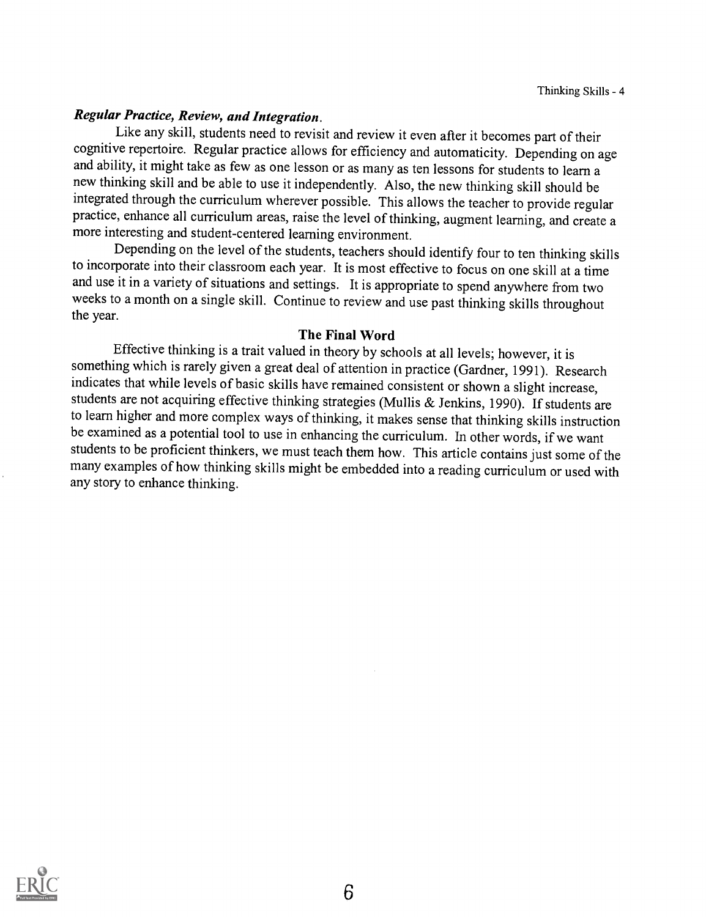***Regular Practice, Review, and Integration.***

Like any skill, students need to revisit and review it even after it becomes part of their cognitive repertoire. Regular practice allows for efficiency and automaticity. Depending on age and ability, it might take as few as one lesson or as many as ten lessons for students to learn a new thinking skill and be able to use it independently. Also, the new thinking skill should be integrated through the curriculum wherever possible. This allows the teacher to provide regular practice, enhance all curriculum areas, raise the level of thinking, augment learning, and create a more interesting and student-centered learning environment.

Depending on the level of the students, teachers should identify four to ten thinking skills to incorporate into their classroom each year. It is most effective to focus on one skill at a time and use it in a variety of situations and settings. It is appropriate to spend anywhere from two weeks to a month on a single skill. Continue to review and use past thinking skills throughout the year.

## The Final Word

Effective thinking is a trait valued in theory by schools at all levels; however, it is something which is rarely given a great deal of attention in practice (Gardner, 1991). Research indicates that while levels of basic skills have remained consistent or shown a slight increase, students are not acquiring effective thinking strategies (Mullis & Jenkins, 1990). If students are to learn higher and more complex ways of thinking, it makes sense that thinking skills instruction be examined as a potential tool to use in enhancing the curriculum. In other words, if we want students to be proficient thinkers, we must teach them how. This article contains just some of the many examples of how thinking skills might be embedded into a reading curriculum or used with any story to enhance thinking.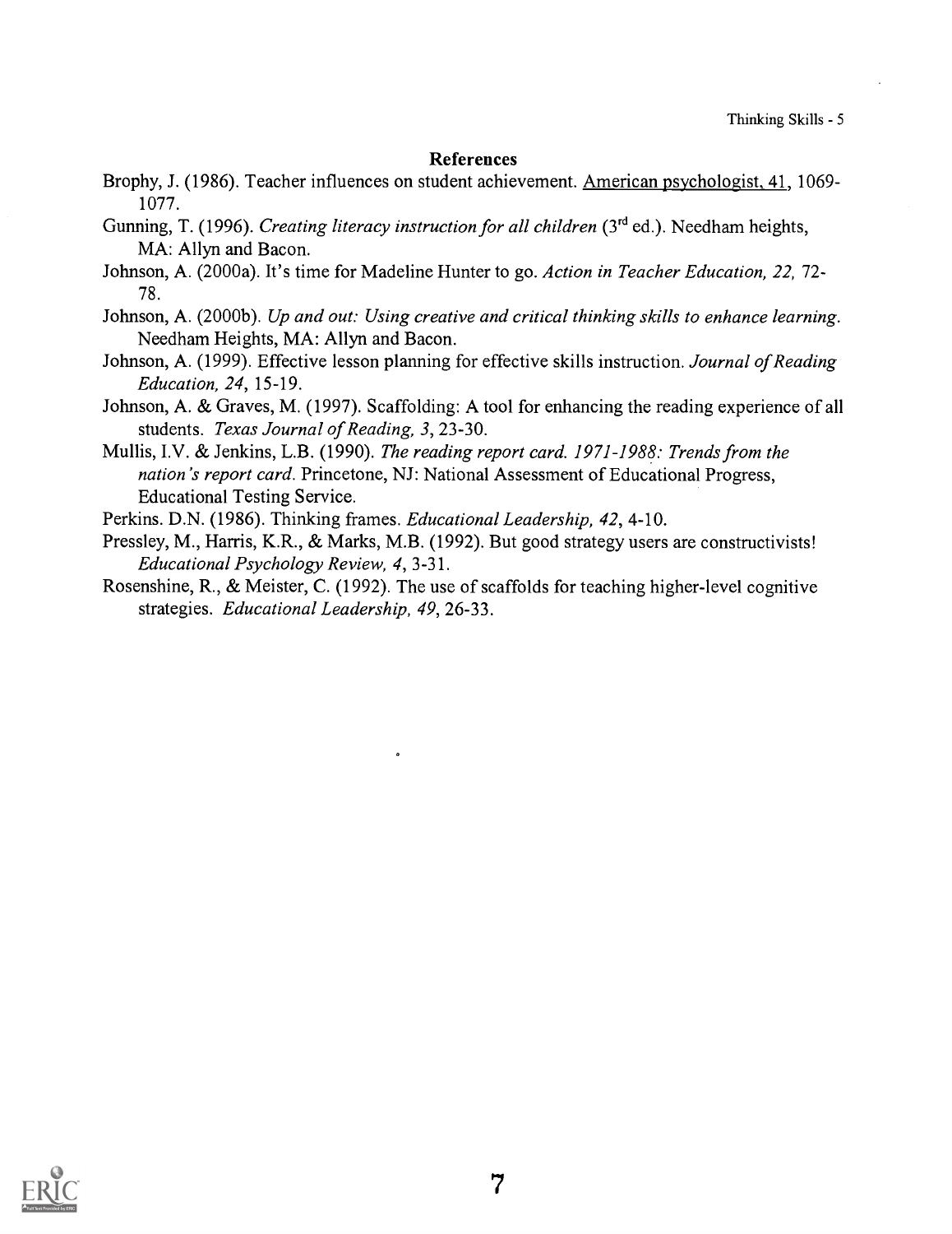## References

Brophy, J. (1986). Teacher influences on student achievement. American psychologist, 41, 1069-1077.

Gunning, T. (1996). *Creating literacy instruction for all children* (3rd ed.). Needham heights, MA: Allyn and Bacon.

Johnson, A. (2000a). It's time for Madeline Hunter to go. *Action in Teacher Education, 22,* 72-78.

Johnson, A. (2000b). *Up and out: Using creative and critical thinking skills to enhance learning.* Needham Heights, MA: Allyn and Bacon.

Johnson, A. (1999). Effective lesson planning for effective skills instruction. *Journal of Reading Education, 24,* 15-19.

Johnson, A. & Graves, M. (1997). Scaffolding: A tool for enhancing the reading experience of all students. *Texas Journal of Reading, 3,* 23-30.

Mullis, I.V. & Jenkins, L.B. (1990). *The reading report card. 1971-1988: Trends from the nation's report card.* Princetone, NJ: National Assessment of Educational Progress, Educational Testing Service.

Perkins. D.N. (1986). Thinking frames. *Educational Leadership, 42,* 4-10.

Pressley, M., Harris, K.R., & Marks, M.B. (1992). But good strategy users are constructivists! *Educational Psychology Review, 4,* 3-31.

Rosenshine, R., & Meister, C. (1992). The use of scaffolds for teaching higher-level cognitive strategies. *Educational Leadership, 49,* 26-33.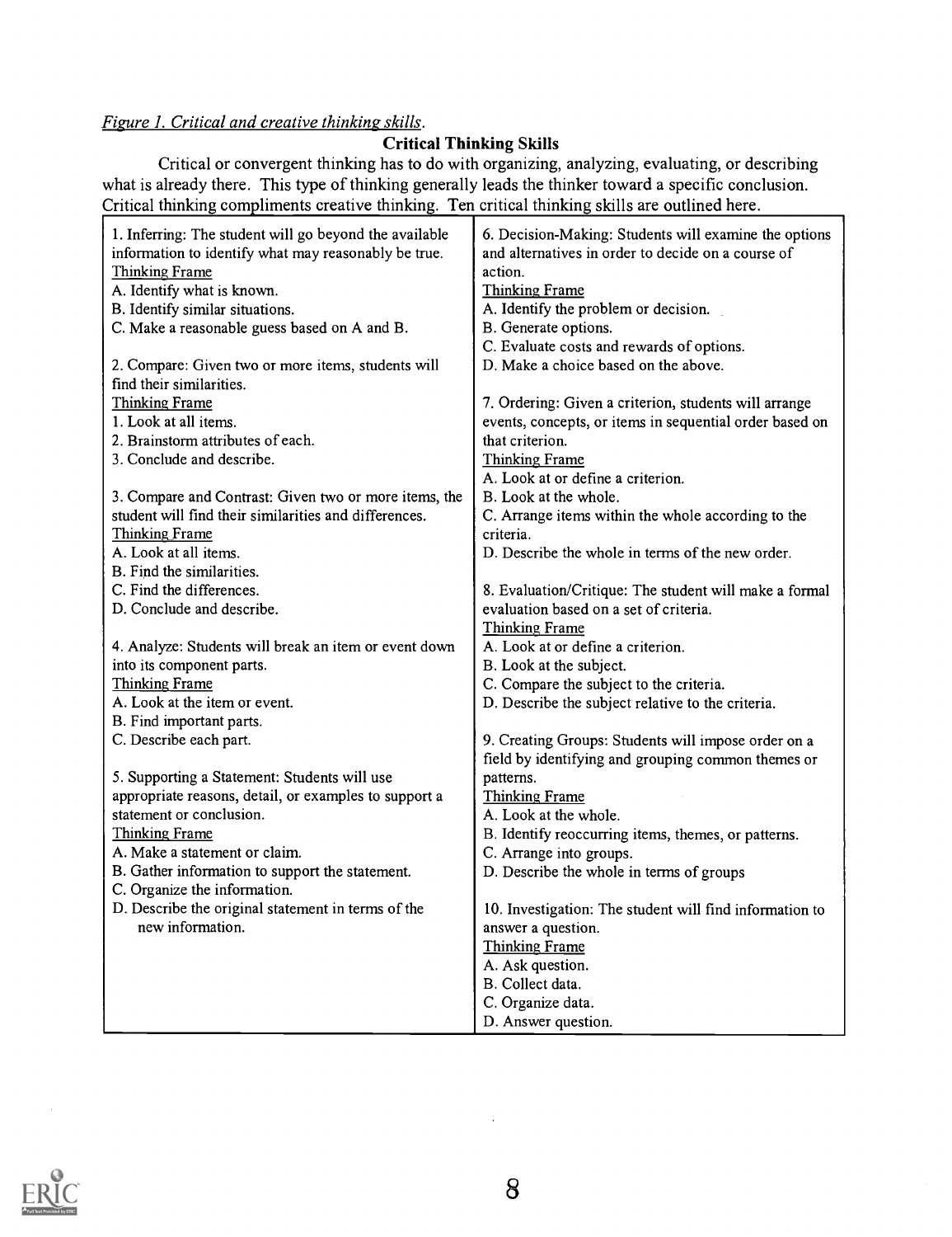*Figure 1. Critical and creative thinking skills.*

## Critical Thinking Skills

Critical or convergent thinking has to do with organizing, analyzing, evaluating, or describing what is already there. This type of thinking generally leads the thinker toward a specific conclusion. Critical thinking compliments creative thinking. Ten critical thinking skills are outlined here.

1. Inferring: The student will go beyond the available information to identify what may reasonably be true.
   Thinking Frame
   A. Identify what is known.
   B. Identify similar situations.
   C. Make a reasonable guess based on A and B.

2. Compare: Given two or more items, students will find their similarities.
   Thinking Frame
   1. Look at all items.
   2. Brainstorm attributes of each.
   3. Conclude and describe.

3. Compare and Contrast: Given two or more items, the student will find their similarities and differences.
   Thinking Frame
   A. Look at all items.
   B. Find the similarities.
   C. Find the differences.
   D. Conclude and describe.

4. Analyze: Students will break an item or event down into its component parts.
   Thinking Frame
   A. Look at the item or event.
   B. Find important parts.
   C. Describe each part.

5. Supporting a Statement: Students will use appropriate reasons, detail, or examples to support a statement or conclusion.
   Thinking Frame
   A. Make a statement or claim.
   B. Gather information to support the statement.
   C. Organize the information.
   D. Describe the original statement in terms of the new information.

6. Decision-Making: Students will examine the options and alternatives in order to decide on a course of action.
   Thinking Frame
   A. Identify the problem or decision.
   B. Generate options.
   C. Evaluate costs and rewards of options.
   D. Make a choice based on the above.

7. Ordering: Given a criterion, students will arrange events, concepts, or items in sequential order based on that criterion.
   Thinking Frame
   A. Look at or define a criterion.
   B. Look at the whole.
   C. Arrange items within the whole according to the criteria.
   D. Describe the whole in terms of the new order.

8. Evaluation/Critique: The student will make a formal evaluation based on a set of criteria.
   Thinking Frame
   A. Look at or define a criterion.
   B. Look at the subject.
   C. Compare the subject to the criteria.
   D. Describe the subject relative to the criteria.

9. Creating Groups: Students will impose order on a field by identifying and grouping common themes or patterns.
   Thinking Frame
   A. Look at the whole.
   B. Identify reoccurring items, themes, or patterns.
   C. Arrange into groups.
   D. Describe the whole in terms of groups

10. Investigation: The student will find information to answer a question.
    Thinking Frame
    A. Ask question.
    B. Collect data.
    C. Organize data.
    D. Answer question.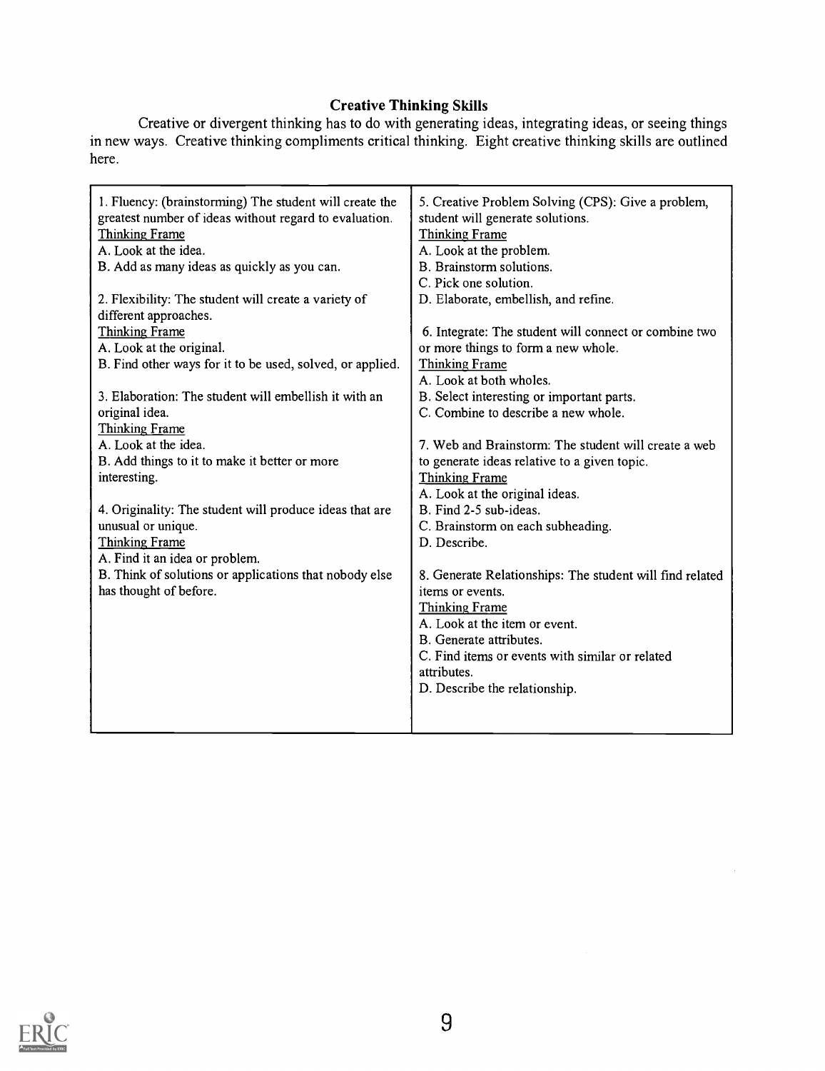## Creative Thinking Skills

Creative or divergent thinking has to do with generating ideas, integrating ideas, or seeing things in new ways. Creative thinking compliments critical thinking. Eight creative thinking skills are outlined here.

1. Fluency: (brainstorming) The student will create the greatest number of ideas without regard to evaluation.
<u>Thinking Frame</u>
A. Look at the idea.
B. Add as many ideas as quickly as you can.

2. Flexibility: The student will create a variety of different approaches.
<u>Thinking Frame</u>
A. Look at the original.
B. Find other ways for it to be used, solved, or applied.

3. Elaboration: The student will embellish it with an original idea.
<u>Thinking Frame</u>
A. Look at the idea.
B. Add things to it to make it better or more interesting.

4. Originality: The student will produce ideas that are unusual or unique.
<u>Thinking Frame</u>
A. Find it an idea or problem.
B. Think of solutions or applications that nobody else has thought of before.

5. Creative Problem Solving (CPS): Give a problem, student will generate solutions.
<u>Thinking Frame</u>
A. Look at the problem.
B. Brainstorm solutions.
C. Pick one solution.
D. Elaborate, embellish, and refine.

6. Integrate: The student will connect or combine two or more things to form a new whole.
<u>Thinking Frame</u>
A. Look at both wholes.
B. Select interesting or important parts.
C. Combine to describe a new whole.

7. Web and Brainstorm: The student will create a web to generate ideas relative to a given topic.
<u>Thinking Frame</u>
A. Look at the original ideas.
B. Find 2-5 sub-ideas.
C. Brainstorm on each subheading.
D. Describe.

8. Generate Relationships: The student will find related items or events.
<u>Thinking Frame</u>
A. Look at the item or event.
B. Generate attributes.
C. Find items or events with similar or related attributes.
D. Describe the relationship.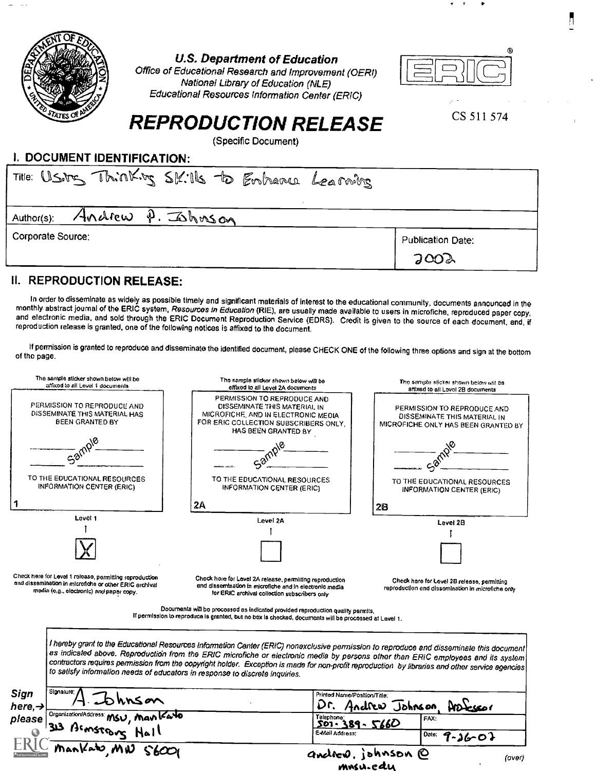**U.S. Department of Education**
Office of Educational Research and Improvement (OERI)
National Library of Education (NLE)
Educational Resources Information Center (ERIC)

CS 511 574

# REPRODUCTION RELEASE

(Specific Document)

## I. DOCUMENT IDENTIFICATION:

Title: Using Thinking Skills to Enhance Learning

Author(s): Andrew P. Johnson

Corporate Source:

Publication Date: 2002

## II. REPRODUCTION RELEASE:

In order to disseminate as widely as possible timely and significant materials of interest to the educational community, documents announced in the monthly abstract journal of the ERIC system, *Resources in Education* (RIE), are usually made available to users in microfiche, reproduced paper copy, and electronic media, and sold through the ERIC Document Reproduction Service (EDRS). Credit is given to the source of each document, and, if reproduction release is granted, one of the following notices is affixed to the document.

If permission is granted to reproduce and disseminate the identified document, please CHECK ONE of the following three options and sign at the bottom of the page.

| The sample sticker shown below will be affixed to all Level 1 documents | The sample sticker shown below will be affixed to all Level 2A documents | The sample sticker shown below will be affixed to all Level 2B documents |
|---|---|---|
| PERMISSION TO REPRODUCE AND DISSEMINATE THIS MATERIAL HAS BEEN GRANTED BY Sample TO THE EDUCATIONAL RESOURCES INFORMATION CENTER (ERIC) | PERMISSION TO REPRODUCE AND DISSEMINATE THIS MATERIAL IN MICROFICHE, AND IN ELECTRONIC MEDIA FOR ERIC COLLECTION SUBSCRIBERS ONLY, HAS BEEN GRANTED BY Sample TO THE EDUCATIONAL RESOURCES INFORMATION CENTER (ERIC) | PERMISSION TO REPRODUCE AND DISSEMINATE THIS MATERIAL IN MICROFICHE ONLY HAS BEEN GRANTED BY Sample TO THE EDUCATIONAL RESOURCES INFORMATION CENTER (ERIC) |
| 1 | 2A | 2B |
| Level 1 | Level 2A | Level 2B |
| [X] | [ ] | [ ] |
| Check here for Level 1 release, permitting reproduction and dissemination in microfiche or other ERIC archival media (e.g., electronic) *and* paper copy. | Check here for Level 2A release, permitting reproduction and dissemination in microfiche and in electronic media for ERIC archival collection subscribers only | Check here for Level 2B release, permitting reproduction and dissemination in microfiche only |

Documents will be processed as indicated provided reproduction quality permits.
If permission to reproduce is granted, but no box is checked, documents will be processed at Level 1.

*I hereby grant to the Educational Resources Information Center (ERIC) nonexclusive permission to reproduce and disseminate this document as indicated above. Reproduction from the ERIC microfiche or electronic media by persons other than ERIC employees and its system contractors requires permission from the copyright holder. Exception is made for non-profit reproduction by libraries and other service agencies to satisfy information needs of educators in response to discrete inquiries.*

**Sign here, please**

| Signature: A. Johnson | Printed Name/Position/Title: Dr. Andrew Johnson, Professor | |
|---|---|---|
| Organization/Address: MSU, Mankato 313 Armstrong Hall Mankato, MN 56001 | Telephone: 507-389-5660 | FAX: |
| | E-Mail Address: andrew.johnson@mnsu.edu | Date: 9-26-02 |

(over)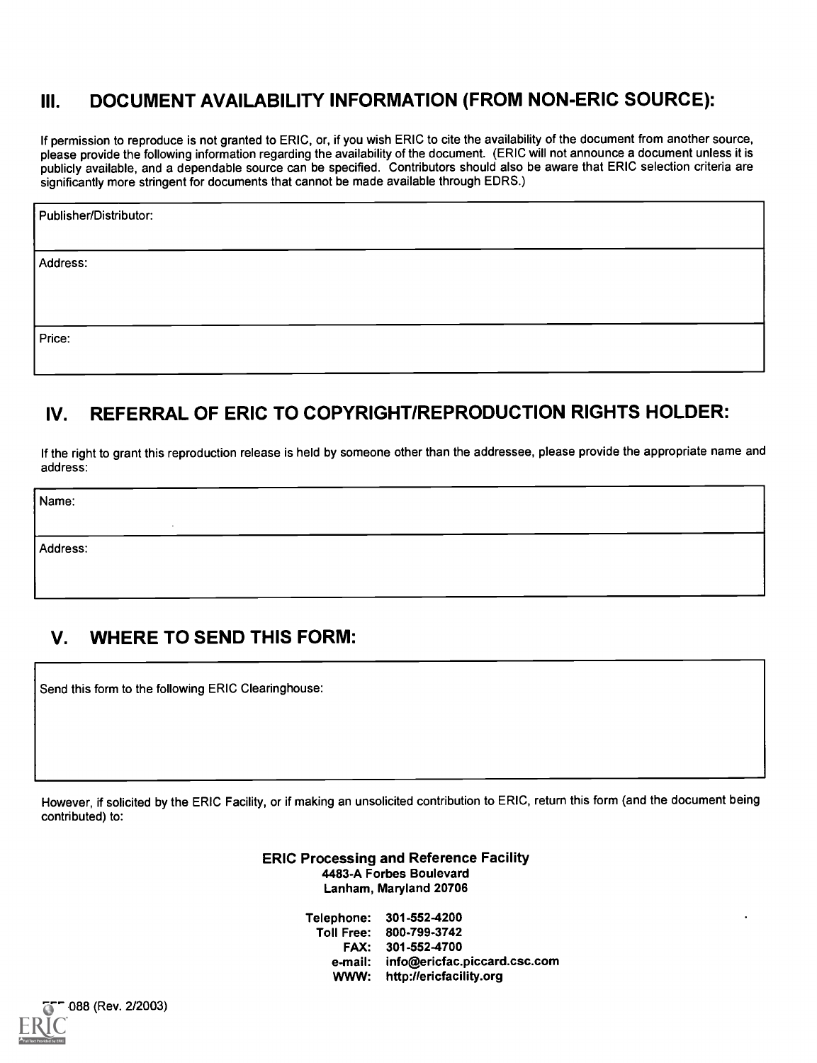## III. DOCUMENT AVAILABILITY INFORMATION (FROM NON-ERIC SOURCE):

If permission to reproduce is not granted to ERIC, or, if you wish ERIC to cite the availability of the document from another source, please provide the following information regarding the availability of the document. (ERIC will not announce a document unless it is publicly available, and a dependable source can be specified. Contributors should also be aware that ERIC selection criteria are significantly more stringent for documents that cannot be made available through EDRS.)

| |
|---|
| Publisher/Distributor: |
| Address: |
| Price: |

## IV. REFERRAL OF ERIC TO COPYRIGHT/REPRODUCTION RIGHTS HOLDER:

If the right to grant this reproduction release is held by someone other than the addressee, please provide the appropriate name and address:

| |
|---|
| Name: |
| Address: |

## V. WHERE TO SEND THIS FORM:

| |
|---|
| Send this form to the following ERIC Clearinghouse: |

However, if solicited by the ERIC Facility, or if making an unsolicited contribution to ERIC, return this form (and the document being contributed) to:

**ERIC Processing and Reference Facility**
**4483-A Forbes Boulevard**
**Lanham, Maryland 20706**

**Telephone:** 301-552-4200
**Toll Free:** 800-799-3742
**FAX:** 301-552-4700
**e-mail:** info@ericfac.piccard.csc.com
**WWW:** http://ericfacility.org

EFF-088 (Rev. 2/2003)